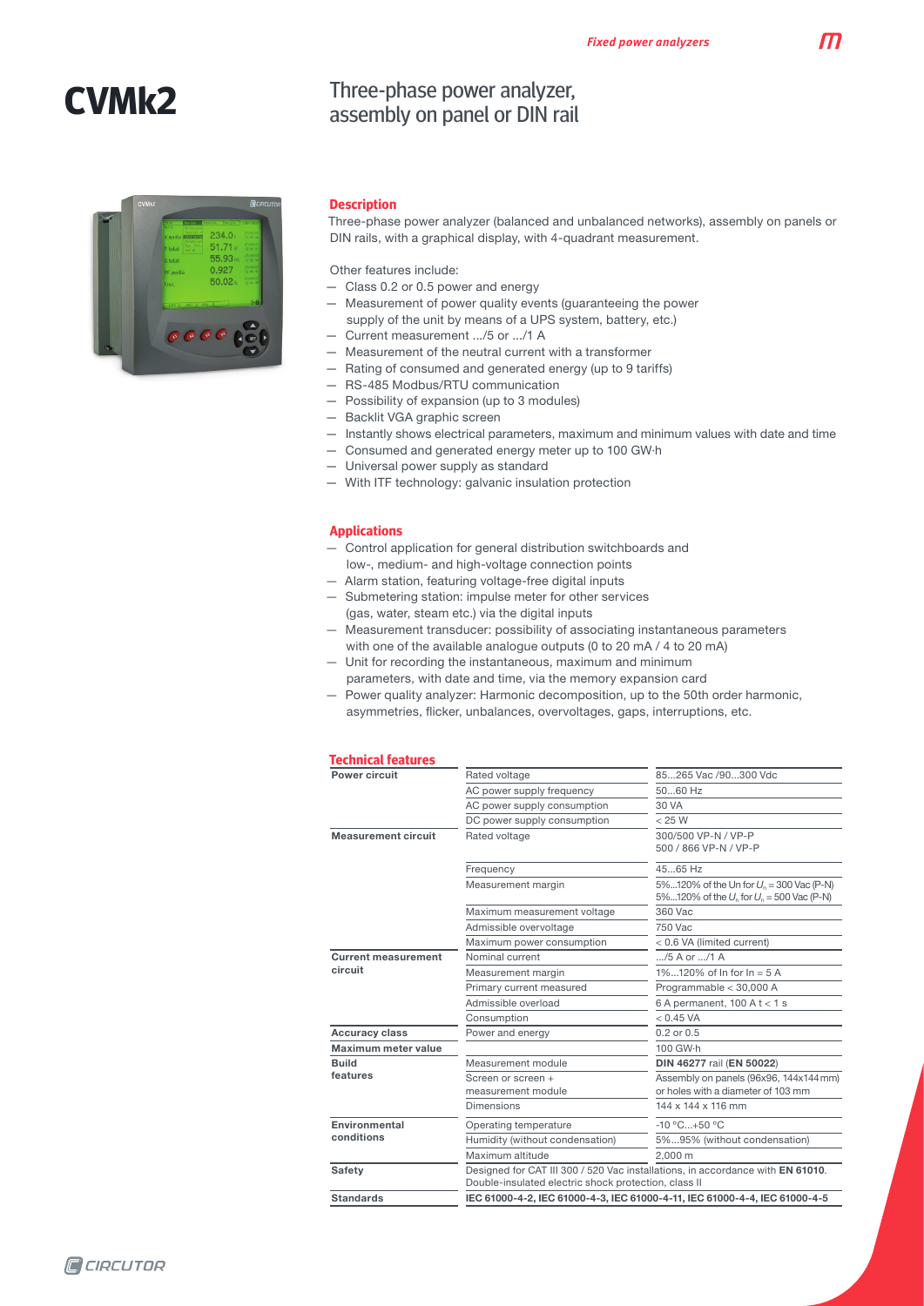# CVMk2

## Three-phase power analyzer, assembly on panel or DIN rail

### Description

Three-phase power analyzer (balanced and unbalanced networks), assembly on panels or DIN rails, with a graphical display, with 4-quadrant measurement.

Other features include:

- Class 0.2 or 0.5 power and energy
- Measurement of power quality events (guaranteeing the power supply of the unit by means of a UPS system, battery, etc.)
- Current measurement .../5 or .../1 A
- Measurement of the neutral current with a transformer
- Rating of consumed and generated energy (up to 9 tariffs)
- RS-485 Modbus/RTU communication
- Possibility of expansion (up to 3 modules)
- Backlit VGA graphic screen
- Instantly shows electrical parameters, maximum and minimum values with date and time
- Consumed and generated energy meter up to 100 GW·h
- Universal power supply as standard
- With ITF technology: galvanic insulation protection

### Applications

- Control application for general distribution switchboards and low-, medium- and high-voltage connection points
- Alarm station, featuring voltage-free digital inputs
- Submetering station: impulse meter for other services (gas, water, steam etc.) via the digital inputs
- Measurement transducer: possibility of associating instantaneous parameters with one of the available analogue outputs (0 to 20 mA / 4 to 20 mA)
- Unit for recording the instantaneous, maximum and minimum parameters, with date and time, via the memory expansion card
- Power quality analyzer: Harmonic decomposition, up to the 50th order harmonic, asymmetries, flicker, unbalances, overvoltages, gaps, interruptions, etc.

### Technical features

| | | |
|---|---|---|
| **Power circuit** | Rated voltage | 85...265 Vac /90...300 Vdc |
| | AC power supply frequency | 50...60 Hz |
| | AC power supply consumption | 30 VA |
| | DC power supply consumption | < 25 W |
| **Measurement circuit** | Rated voltage | 300/500 VP-N / VP-P<br>500 / 866 VP-N / VP-P |
| | Frequency | 45...65 Hz |
| | Measurement margin | 5%...120% of the Un for $U_n$ = 300 Vac (P-N)<br>5%...120% of the $U_n$ for $U_n$ = 500 Vac (P-N) |
| | Maximum measurement voltage | 360 Vac |
| | Admissible overvoltage | 750 Vac |
| | Maximum power consumption | < 0.6 VA (limited current) |
| **Current measurement circuit** | Nominal current | .../5 A or .../1 A |
| | Measurement margin | 1%...120% of In for In = 5 A |
| | Primary current measured | Programmable < 30,000 A |
| | Admissible overload | 6 A permanent, 100 A t < 1 s |
| | Consumption | < 0.45 VA |
| **Accuracy class** | Power and energy | 0.2 or 0.5 |
| **Maximum meter value** | | 100 GW·h |
| **Build features** | Measurement module | **DIN 46277** rail (**EN 50022**) |
| | Screen or screen + measurement module | Assembly on panels (96x96, 144x144 mm) or holes with a diameter of 103 mm |
| | Dimensions | 144 x 144 x 116 mm |
| **Environmental conditions** | Operating temperature | -10 °C...+50 °C |
| | Humidity (without condensation) | 5%...95% (without condensation) |
| | Maximum altitude | 2,000 m |
| **Safety** | Designed for CAT III 300 / 520 Vac installations, in accordance with **EN 61010**. Double-insulated electric shock protection, class II | |
| **Standards** | **IEC 61000-4-2, IEC 61000-4-3, IEC 61000-4-11, IEC 61000-4-4, IEC 61000-4-5** | |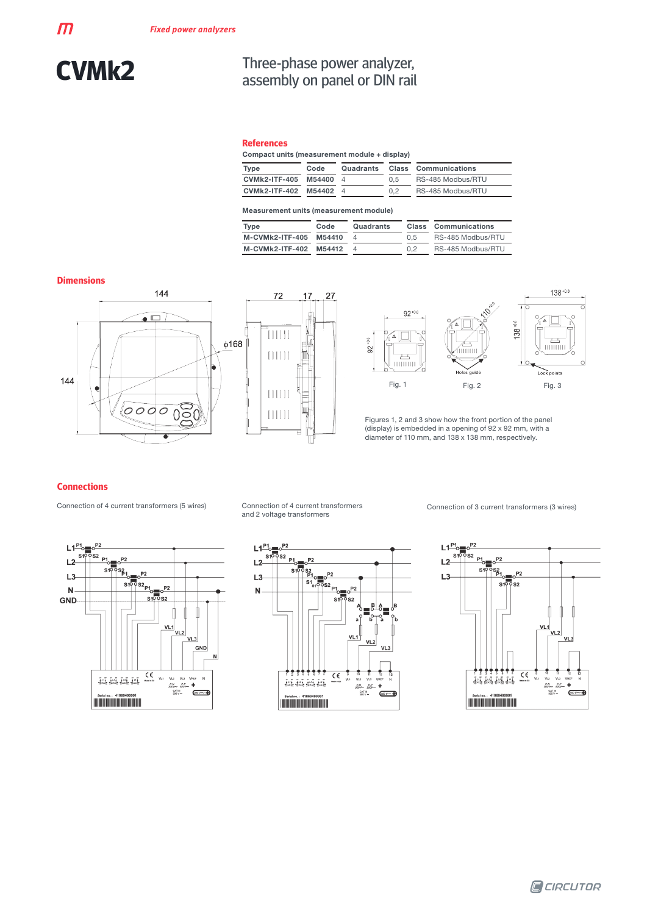# CVMk2

Three-phase power analyzer, assembly on panel or DIN rail

## References

Compact units (measurement module + display)

| Type | Code | Quadrants | Class | Communications |
|---|---|---|---|---|
| CVMk2-ITF-405 | M54400 | 4 | 0,5 | RS-485 Modbus/RTU |
| CVMk2-ITF-402 | M54402 | 4 | 0,2 | RS-485 Modbus/RTU |

Measurement units (measurement module)

| Type | Code | Quadrants | Class | Communications |
|---|---|---|---|---|
| M-CVMk2-ITF-405 | M54410 | 4 | 0,5 | RS-485 Modbus/RTU |
| M-CVMk2-ITF-402 | M54412 | 4 | 0,2 | RS-485 Modbus/RTU |

## Dimensions

144

144

ϕ168

72 17 27

$92^{+0.8}$

$92^{+0.8}$

Fig. 1

$110^{+0.8}$

Holes guide

Fig. 2

$138^{+0.8}$

$138^{+0.8}$

Lock points

Fig. 3

Figures 1, 2 and 3 show how the front portion of the panel (display) is embedded in a opening of 92 x 92 mm, with a diameter of 110 mm, and 138 x 138 mm, respectively.

## Connections

Connection of 4 current transformers (5 wires)

Connection of 4 current transformers and 2 voltage transformers

Connection of 3 current transformers (3 wires)